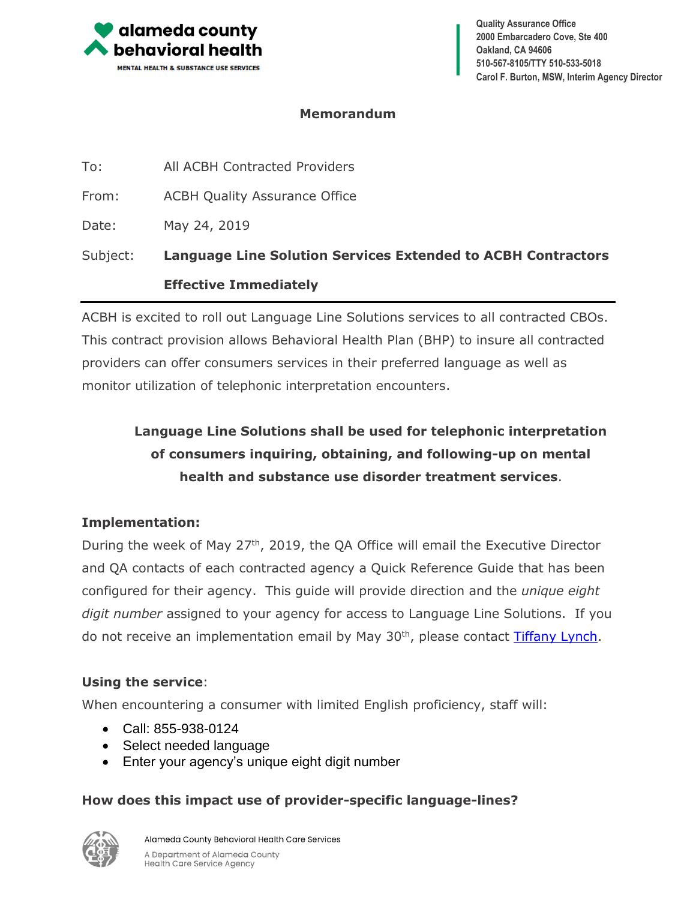alameda county behavioral health
MENTAL HEALTH & SUBSTANCE USE SERVICES

Quality Assurance Office
2000 Embarcadero Cove, Ste 400
Oakland, CA 94606
510-567-8105/TTY 510-533-5018
Carol F. Burton, MSW, Interim Agency Director

**Memorandum**

To: All ACBH Contracted Providers

From: ACBH Quality Assurance Office

Date: May 24, 2019

Subject: **Language Line Solution Services Extended to ACBH Contractors Effective Immediately**

---

ACBH is excited to roll out Language Line Solutions services to all contracted CBOs. This contract provision allows Behavioral Health Plan (BHP) to insure all contracted providers can offer consumers services in their preferred language as well as monitor utilization of telephonic interpretation encounters.

**Language Line Solutions shall be used for telephonic interpretation of consumers inquiring, obtaining, and following-up on mental health and substance use disorder treatment services**.

### Implementation:

During the week of May 27th, 2019, the QA Office will email the Executive Director and QA contacts of each contracted agency a Quick Reference Guide that has been configured for their agency. This guide will provide direction and the *unique eight digit number* assigned to your agency for access to Language Line Solutions. If you do not receive an implementation email by May 30th, please contact Tiffany Lynch.

### Using the service:

When encountering a consumer with limited English proficiency, staff will:

- Call: 855-938-0124
- Select needed language
- Enter your agency's unique eight digit number

### How does this impact use of provider-specific language-lines?

Alameda County Behavioral Health Care Services
A Department of Alameda County Health Care Service Agency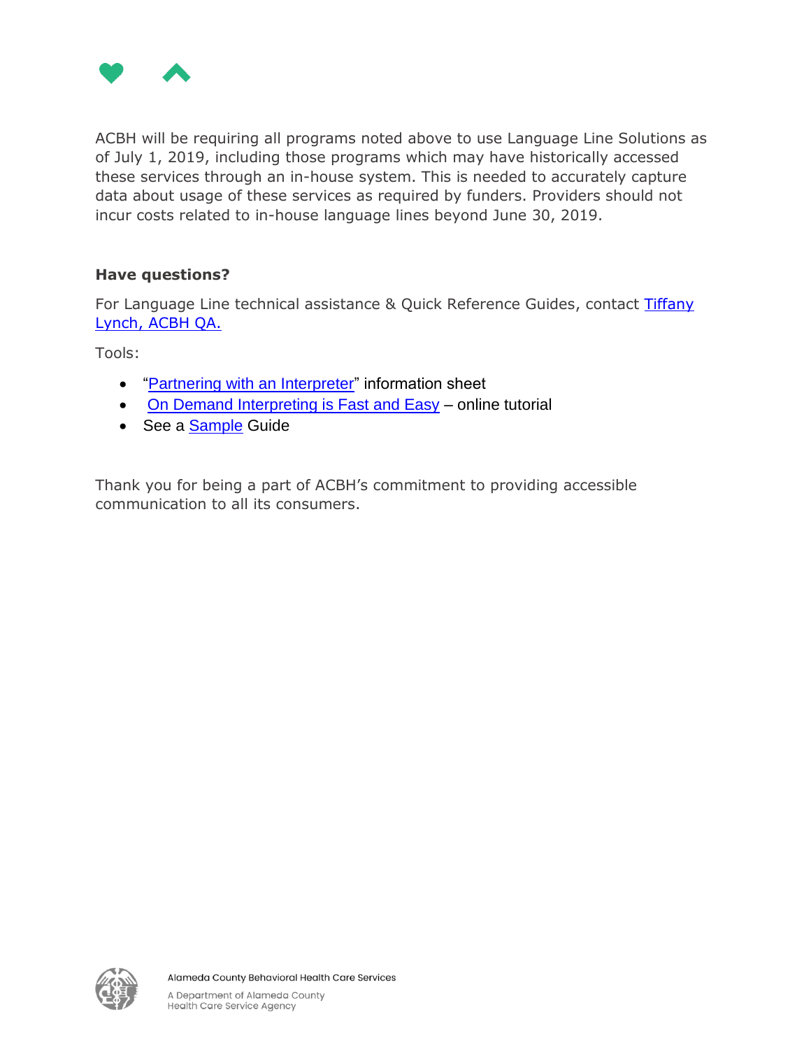ACBH will be requiring all programs noted above to use Language Line Solutions as of July 1, 2019, including those programs which may have historically accessed these services through an in-house system. This is needed to accurately capture data about usage of these services as required by funders. Providers should not incur costs related to in-house language lines beyond June 30, 2019.

**Have questions?**

For Language Line technical assistance & Quick Reference Guides, contact Tiffany Lynch, ACBH QA.

Tools:

- "Partnering with an Interpreter" information sheet
- On Demand Interpreting is Fast and Easy – online tutorial
- See a Sample Guide

Thank you for being a part of ACBH's commitment to providing accessible communication to all its consumers.